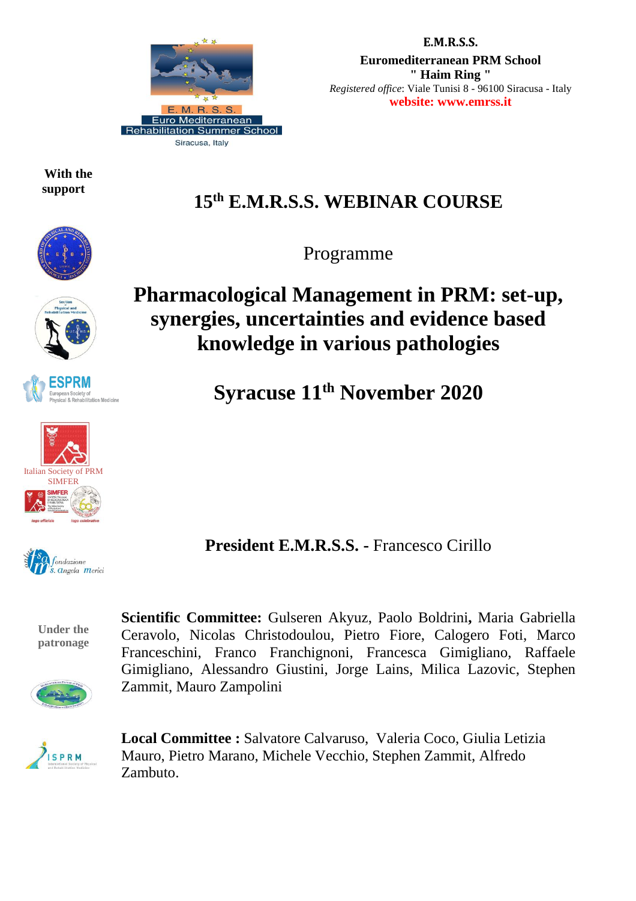**E.M.R.S.S.**
**Euromediterranean PRM School**
**" Haim Ring "**
*Registered office*: Viale Tunisi 8 - 96100 Siracusa - Italy
**website: www.emrss.it**

**With the support**

# 15th E.M.R.S.S. WEBINAR COURSE

Programme

# Pharmacological Management in PRM: set-up, synergies, uncertainties and evidence based knowledge in various pathologies

## Syracuse 11th November 2020

Italian Society of PRM
SIMFER

**President E.M.R.S.S. -** Francesco Cirillo

**Under the patronage**

**Scientific Committee:** Gulseren Akyuz, Paolo Boldrini**,** Maria Gabriella Ceravolo, Nicolas Christodoulou, Pietro Fiore, Calogero Foti, Marco Franceschini, Franco Franchignoni, Francesca Gimigliano, Raffaele Gimigliano, Alessandro Giustini, Jorge Lains, Milica Lazovic, Stephen Zammit, Mauro Zampolini

**Local Committee :** Salvatore Calvaruso, Valeria Coco, Giulia Letizia Mauro, Pietro Marano, Michele Vecchio, Stephen Zammit, Alfredo Zambuto.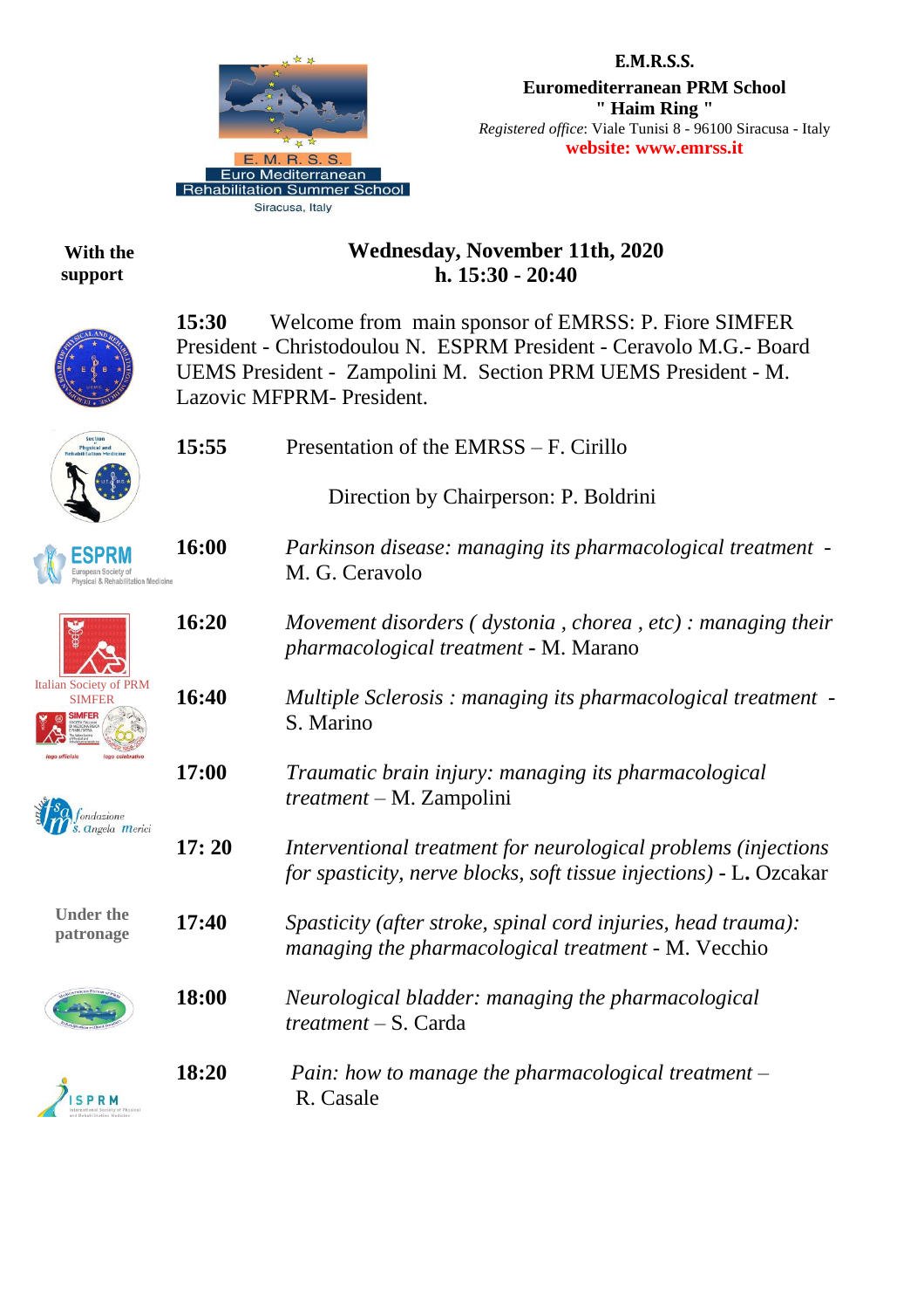E. M. R. S. S.
Euro Mediterranean
Rehabilitation Summer School
Siracusa, Italy

**E.M.R.S.S.**
**Euromediterranean PRM School**
**" Haim Ring "**
*Registered office*: Viale Tunisi 8 - 96100 Siracusa - Italy
**website: www.emrss.it**

**With the support**

## Wednesday, November 11th, 2020
## h. 15:30 - 20:40

**15:30** Welcome from main sponsor of EMRSS: P. Fiore SIMFER President - Christodoulou N. ESPRM President - Ceravolo M.G.- Board UEMS President - Zampolini M. Section PRM UEMS President - M. Lazovic MFPRM- President.

**15:55** Presentation of the EMRSS – F. Cirillo

Direction by Chairperson: P. Boldrini

**16:00** *Parkinson disease: managing its pharmacological treatment* - M. G. Ceravolo

**16:20** *Movement disorders ( dystonia , chorea , etc) : managing their pharmacological treatment* **-** M. Marano

**16:40** *Multiple Sclerosis : managing its pharmacological treatment* - S. Marino

**17:00** *Traumatic brain injury: managing its pharmacological treatment* – M. Zampolini

**17: 20** *Interventional treatment for neurological problems (injections for spasticity, nerve blocks, soft tissue injections)* - L**.** Ozcakar

**17:40** *Spasticity (after stroke, spinal cord injuries, head trauma): managing the pharmacological treatment* - M. Vecchio

**18:00** *Neurological bladder: managing the pharmacological treatment* – S. Carda

**18:20** *Pain: how to manage the pharmacological treatment* – R. Casale

Italian Society of PRM SIMFER

**Under the patronage**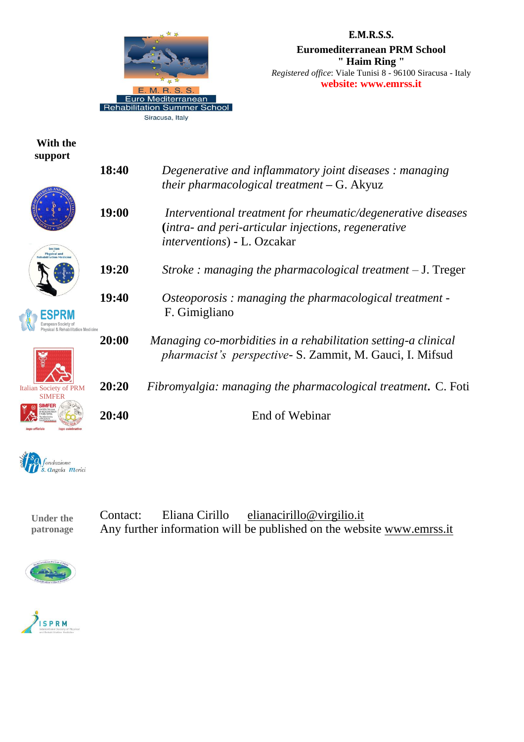**E.M.R.S.S.**
**Euromediterranean PRM School**
**" Haim Ring "**
*Registered office*: Viale Tunisi 8 - 96100 Siracusa - Italy
**website: www.emrss.it**

E. M. R. S. S.
Euro Mediterranean
Rehabilitation Summer School
Siracusa, Italy

**With the support**

| | |
|---|---|
| **18:40** | *Degenerative and inflammatory joint diseases : managing their pharmacological treatment* – G. Akyuz |
| **19:00** | *Interventional treatment for rheumatic/degenerative diseases* **(***intra- and peri-articular injections, regenerative interventions*) - L. Ozcakar |
| **19:20** | *Stroke : managing the pharmacological treatment* – J. Treger |
| **19:40** | *Osteoporosis : managing the pharmacological treatment* - F. Gimigliano |
| **20:00** | *Managing co-morbidities in a rehabilitation setting-a clinical pharmacist's perspective*- S. Zammit, M. Gauci, I. Mifsud |
| **20:20** | *Fibromyalgia: managing the pharmacological treatment*. C. Foti |
| **20:40** | End of Webinar |

ESPRM
European Society of Physical & Rehabilitation Medicine

Italian Society of PRM
SIMFER

fondazione s. angela merici

**Under the patronage**

Contact: Eliana Cirillo elianacirillo@virgilio.it
Any further information will be published on the website www.emrss.it

ISPRM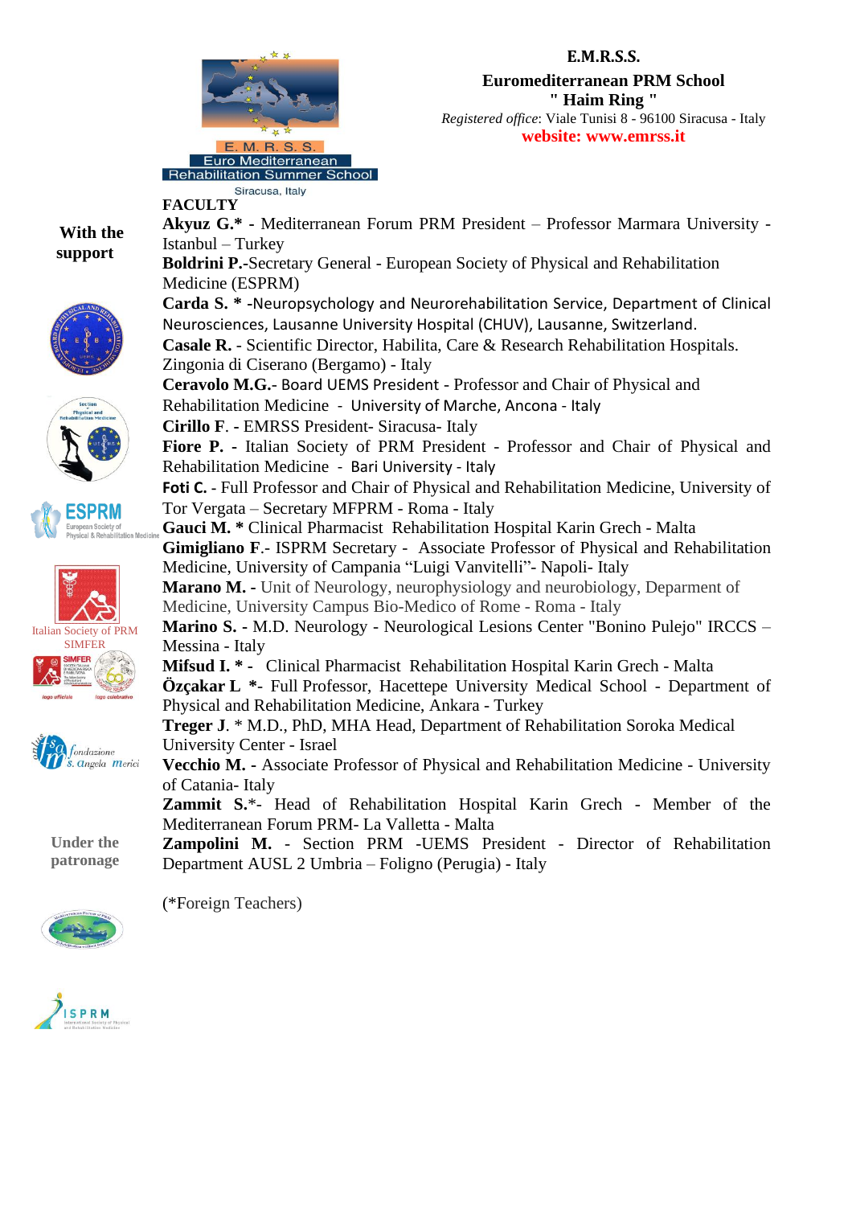E. M. R. S. S.
Euro Mediterranean
Rehabilitation Summer School
Siracusa, Italy

**E.M.R.S.S.**

**Euromediterranean PRM School**
**" Haim Ring "**

*Registered office*: Viale Tunisi 8 - 96100 Siracusa - Italy

**website: www.emrss.it**

**With the support**

Italian Society of PRM SIMFER

**Under the patronage**

## FACULTY

**Akyuz G.*** - Mediterranean Forum PRM President – Professor Marmara University - Istanbul – Turkey

**Boldrini P.**-Secretary General - European Society of Physical and Rehabilitation Medicine (ESPRM)

**Carda S. *** -Neuropsychology and Neurorehabilitation Service, Department of Clinical Neurosciences, Lausanne University Hospital (CHUV), Lausanne, Switzerland.

**Casale R.** - Scientific Director, Habilita, Care & Research Rehabilitation Hospitals. Zingonia di Ciserano (Bergamo) - Italy

**Ceravolo M.G.**- Board UEMS President - Professor and Chair of Physical and Rehabilitation Medicine - University of Marche, Ancona - Italy

**Cirillo F**. - EMRSS President- Siracusa- Italy

**Fiore P.** - Italian Society of PRM President - Professor and Chair of Physical and Rehabilitation Medicine - Bari University - Italy

**Foti C.** - Full Professor and Chair of Physical and Rehabilitation Medicine, University of Tor Vergata – Secretary MFPRM - Roma - Italy

**Gauci M. *** Clinical Pharmacist Rehabilitation Hospital Karin Grech - Malta

**Gimigliano F**.- ISPRM Secretary - Associate Professor of Physical and Rehabilitation Medicine, University of Campania "Luigi Vanvitelli"- Napoli- Italy

**Marano M. -** Unit of Neurology, neurophysiology and neurobiology, Deparment of Medicine, University Campus Bio-Medico of Rome - Roma - Italy

**Marino S. -** M.D. Neurology - Neurological Lesions Center "Bonino Pulejo" IRCCS – Messina - Italy

**Mifsud I. *** - Clinical Pharmacist Rehabilitation Hospital Karin Grech - Malta

**Özçakar L *-** Full Professor, Hacettepe University Medical School - Department of Physical and Rehabilitation Medicine, Ankara - Turkey

**Treger J**. * M.D., PhD, MHA Head, Department of Rehabilitation Soroka Medical University Center - Israel

**Vecchio M. -** Associate Professor of Physical and Rehabilitation Medicine - University of Catania- Italy

**Zammit S.***- Head of Rehabilitation Hospital Karin Grech - Member of the Mediterranean Forum PRM- La Valletta - Malta

**Zampolini M.** - Section PRM -UEMS President - Director of Rehabilitation Department AUSL 2 Umbria – Foligno (Perugia) - Italy

(*Foreign Teachers)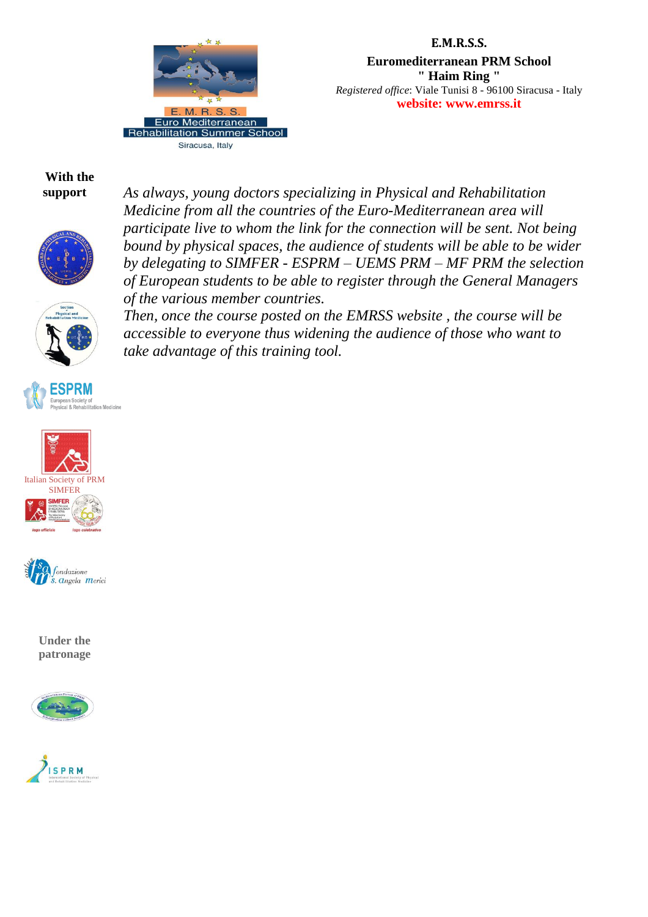**E.M.R.S.S.**

**Euromediterranean PRM School**

**" Haim Ring "**

*Registered office*: Viale Tunisi 8 - 96100 Siracusa - Italy

**website: www.emrss.it**

**With the support**

*As always, young doctors specializing in Physical and Rehabilitation Medicine from all the countries of the Euro-Mediterranean area will participate live to whom the link for the connection will be sent. Not being bound by physical spaces, the audience of students will be able to be wider by delegating to SIMFER - ESPRM – UEMS PRM – MF PRM the selection of European students to be able to register through the General Managers of the various member countries.*

*Then, once the course posted on the EMRSS website , the course will be accessible to everyone thus widening the audience of those who want to take advantage of this training tool.*

Italian Society of PRM SIMFER

**Under the patronage**